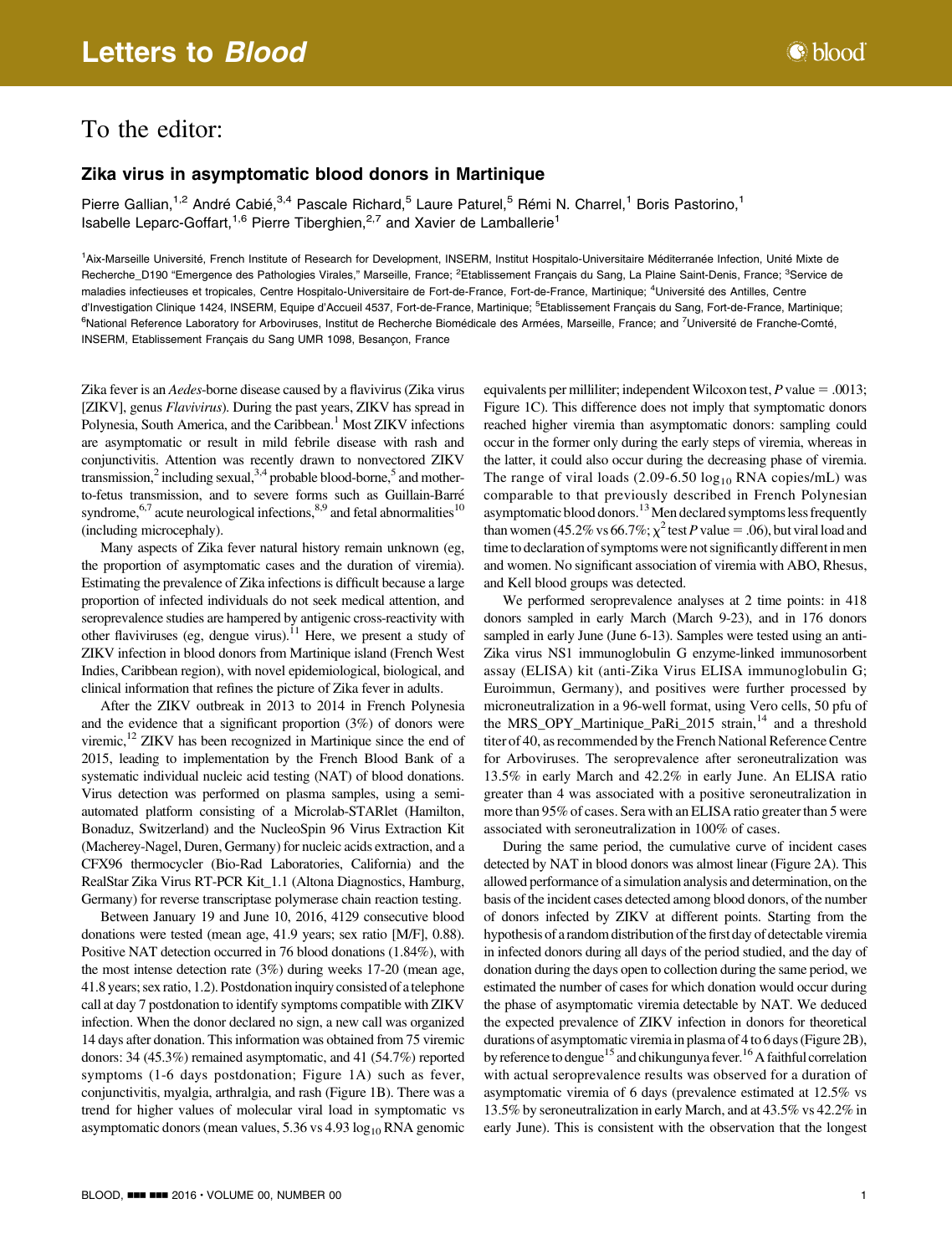# Letters to *Blood*

## To the editor:

### Zika virus in asymptomatic blood donors in Martinique

Pierre Gallian,[1,2] André Cabié,[3,4] Pascale Richard,[5] Laure Paturel,[5] Rémi N. Charrel,[1] Boris Pastorino,[1] Isabelle Leparc-Goffart,[1,6] Pierre Tiberghien,[2,7] and Xavier de Lamballerie[1]

[1]Aix-Marseille Université, French Institute of Research for Development, INSERM, Institut Hospitalo-Universitaire Méditerranée Infection, Unité Mixte de Recherche_D190 "Emergence des Pathologies Virales," Marseille, France; [2]Etablissement Français du Sang, La Plaine Saint-Denis, France; [3]Service de maladies infectieuses et tropicales, Centre Hospitalo-Universitaire de Fort-de-France, Fort-de-France, Martinique; [4]Université des Antilles, Centre d'Investigation Clinique 1424, INSERM, Equipe d'Accueil 4537, Fort-de-France, Martinique; [5]Etablissement Français du Sang, Fort-de-France, Martinique; [6]National Reference Laboratory for Arboviruses, Institut de Recherche Biomédicale des Armées, Marseille, France; and [7]Université de Franche-Comté, INSERM, Etablissement Français du Sang UMR 1098, Besançon, France

Zika fever is an *Aedes*-borne disease caused by a flavivirus (Zika virus [ZIKV], genus *Flavivirus*). During the past years, ZIKV has spread in Polynesia, South America, and the Caribbean.[1] Most ZIKV infections are asymptomatic or result in mild febrile disease with rash and conjunctivitis. Attention was recently drawn to nonvectored ZIKV transmission,[2] including sexual,[3,4] probable blood-borne,[5] and mother-to-fetus transmission, and to severe forms such as Guillain-Barré syndrome,[6,7] acute neurological infections,[8,9] and fetal abnormalities[10] (including microcephaly).

Many aspects of Zika fever natural history remain unknown (eg, the proportion of asymptomatic cases and the duration of viremia). Estimating the prevalence of Zika infections is difficult because a large proportion of infected individuals do not seek medical attention, and seroprevalence studies are hampered by antigenic cross-reactivity with other flaviviruses (eg, dengue virus).[11] Here, we present a study of ZIKV infection in blood donors from Martinique island (French West Indies, Caribbean region), with novel epidemiological, biological, and clinical information that refines the picture of Zika fever in adults.

After the ZIKV outbreak in 2013 to 2014 in French Polynesia and the evidence that a significant proportion (3%) of donors were viremic,[12] ZIKV has been recognized in Martinique since the end of 2015, leading to implementation by the French Blood Bank of a systematic individual nucleic acid testing (NAT) of blood donations. Virus detection was performed on plasma samples, using a semi-automated platform consisting of a Microlab-STARlet (Hamilton, Bonaduz, Switzerland) and the NucleoSpin 96 Virus Extraction Kit (Macherey-Nagel, Duren, Germany) for nucleic acids extraction, and a CFX96 thermocycler (Bio-Rad Laboratories, California) and the RealStar Zika Virus RT-PCR Kit_1.1 (Altona Diagnostics, Hamburg, Germany) for reverse transcriptase polymerase chain reaction testing.

Between January 19 and June 10, 2016, 4129 consecutive blood donations were tested (mean age, 41.9 years; sex ratio [M/F], 0.88). Positive NAT detection occurred in 76 blood donations (1.84%), with the most intense detection rate (3%) during weeks 17-20 (mean age, 41.8 years; sex ratio, 1.2). Postdonation inquiry consisted of a telephone call at day 7 postdonation to identify symptoms compatible with ZIKV infection. When the donor declared no sign, a new call was organized 14 days after donation. This information was obtained from 75 viremic donors: 34 (45.3%) remained asymptomatic, and 41 (54.7%) reported symptoms (1-6 days postdonation; Figure 1A) such as fever, conjunctivitis, myalgia, arthralgia, and rash (Figure 1B). There was a trend for higher values of molecular viral load in symptomatic vs asymptomatic donors (mean values, 5.36 vs 4.93 $\log_{10}$ RNA genomic equivalents per milliliter; independent Wilcoxon test, $P$ value = .0013; Figure 1C). This difference does not imply that symptomatic donors reached higher viremia than asymptomatic donors: sampling could occur in the former only during the early steps of viremia, whereas in the latter, it could also occur during the decreasing phase of viremia. The range of viral loads (2.09-6.50 $\log_{10}$ RNA copies/mL) was comparable to that previously described in French Polynesian asymptomatic blood donors.[13] Men declared symptoms less frequently than women (45.2% vs 66.7%; $\chi^2$ test $P$ value = .06), but viral load and time to declaration of symptoms were not significantly different in men and women. No significant association of viremia with ABO, Rhesus, and Kell blood groups was detected.

We performed seroprevalence analyses at 2 time points: in 418 donors sampled in early March (March 9-23), and in 176 donors sampled in early June (June 6-13). Samples were tested using an anti-Zika virus NS1 immunoglobulin G enzyme-linked immunosorbent assay (ELISA) kit (anti-Zika Virus ELISA immunoglobulin G; Euroimmun, Germany), and positives were further processed by microneutralization in a 96-well format, using Vero cells, 50 pfu of the MRS_OPY_Martinique_PaRi_2015 strain,[14] and a threshold titer of 40, as recommended by the French National Reference Centre for Arboviruses. The seroprevalence after seroneutralization was 13.5% in early March and 42.2% in early June. An ELISA ratio greater than 4 was associated with a positive seroneutralization in more than 95% of cases. Sera with an ELISA ratio greater than 5 were associated with seroneutralization in 100% of cases.

During the same period, the cumulative curve of incident cases detected by NAT in blood donors was almost linear (Figure 2A). This allowed performance of a simulation analysis and determination, on the basis of the incident cases detected among blood donors, of the number of donors infected by ZIKV at different points. Starting from the hypothesis of a random distribution of the first day of detectable viremia in infected donors during all days of the period studied, and the day of donation during the days open to collection during the same period, we estimated the number of cases for which donation would occur during the phase of asymptomatic viremia detectable by NAT. We deduced the expected prevalence of ZIKV infection in donors for theoretical durations of asymptomatic viremia in plasma of 4 to 6 days (Figure 2B), by reference to dengue[15] and chikungunya fever.[16] A faithful correlation with actual seroprevalence results was observed for a duration of asymptomatic viremia of 6 days (prevalence estimated at 12.5% vs 13.5% by seroneutralization in early March, and at 43.5% vs 42.2% in early June). This is consistent with the observation that the longest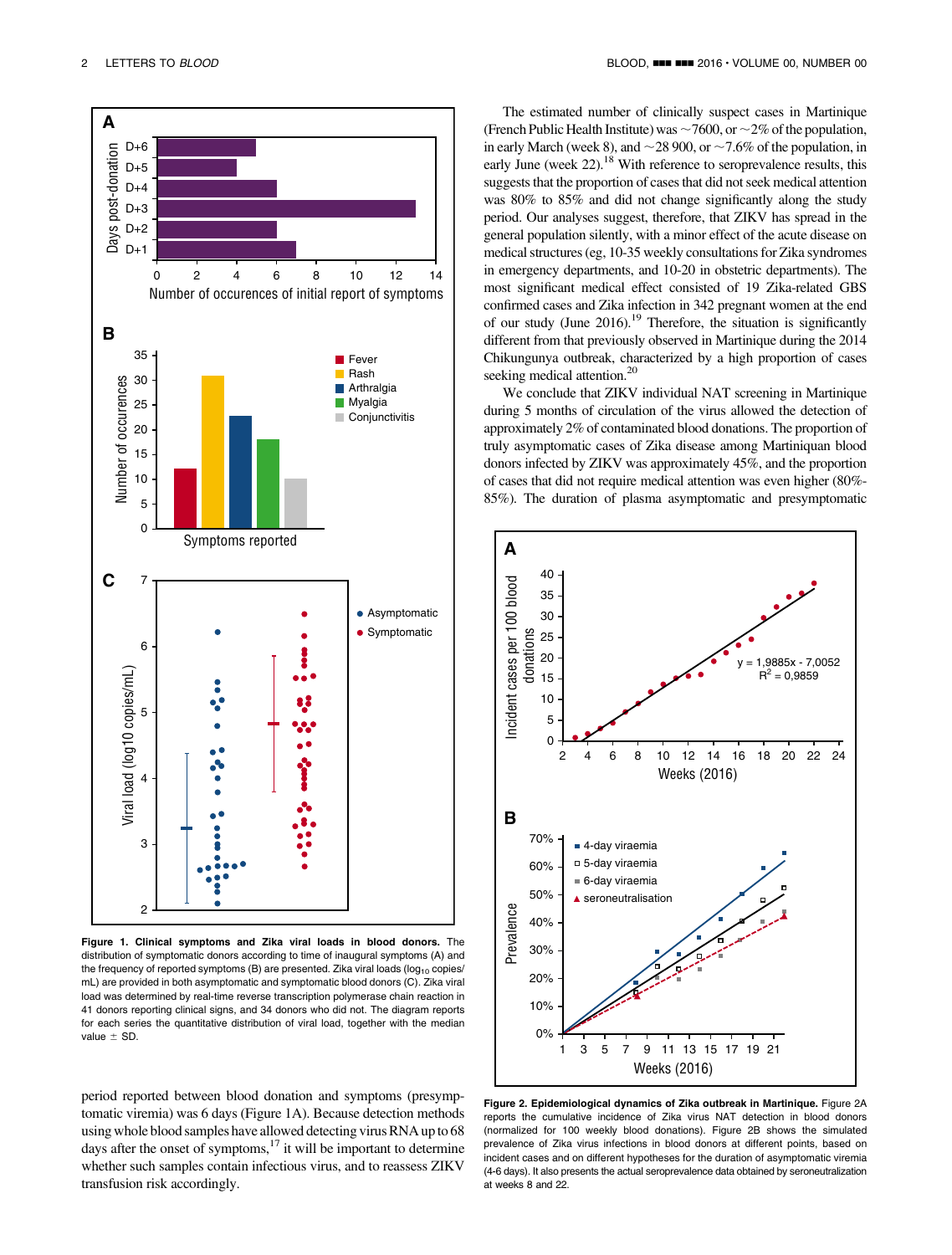**Figure 1. Clinical symptoms and Zika viral loads in blood donors.** The distribution of symptomatic donors according to time of inaugural symptoms (A) and the frequency of reported symptoms (B) are presented. Zika viral loads ($\log_{10}$ copies/mL) are provided in both asymptomatic and symptomatic blood donors (C). Zika viral load was determined by real-time reverse transcription polymerase chain reaction in 41 donors reporting clinical signs, and 34 donors who did not. The diagram reports for each series the quantitative distribution of viral load, together with the median value ± SD.

period reported between blood donation and symptoms (presymptomatic viremia) was 6 days (Figure 1A). Because detection methods using whole blood samples have allowed detecting virus RNA up to 68 days after the onset of symptoms,[17] it will be important to determine whether such samples contain infectious virus, and to reassess ZIKV transfusion risk accordingly.

The estimated number of clinically suspect cases in Martinique (French Public Health Institute) was ~7600, or ~2% of the population, in early March (week 8), and ~28 900, or ~7.6% of the population, in early June (week 22).[18] With reference to seroprevalence results, this suggests that the proportion of cases that did not seek medical attention was 80% to 85% and did not change significantly along the study period. Our analyses suggest, therefore, that ZIKV has spread in the general population silently, with a minor effect of the acute disease on medical structures (eg, 10-35 weekly consultations for Zika syndromes in emergency departments, and 10-20 in obstetric departments). The most significant medical effect consisted of 19 Zika-related GBS confirmed cases and Zika infection in 342 pregnant women at the end of our study (June 2016).[19] Therefore, the situation is significantly different from that previously observed in Martinique during the 2014 Chikungunya outbreak, characterized by a high proportion of cases seeking medical attention.[20]

We conclude that ZIKV individual NAT screening in Martinique during 5 months of circulation of the virus allowed the detection of approximately 2% of contaminated blood donations. The proportion of truly asymptomatic cases of Zika disease among Martiniquan blood donors infected by ZIKV was approximately 45%, and the proportion of cases that did not require medical attention was even higher (80%-85%). The duration of plasma asymptomatic and presymptomatic

**Figure 2. Epidemiological dynamics of Zika outbreak in Martinique.** Figure 2A reports the cumulative incidence of Zika virus NAT detection in blood donors (normalized for 100 weekly blood donations). Figure 2B shows the simulated prevalence of Zika virus infections in blood donors at different points, based on incident cases and on different hypotheses for the duration of asymptomatic viremia (4-6 days). It also presents the actual seroprevalence data obtained by seroneutralization at weeks 8 and 22.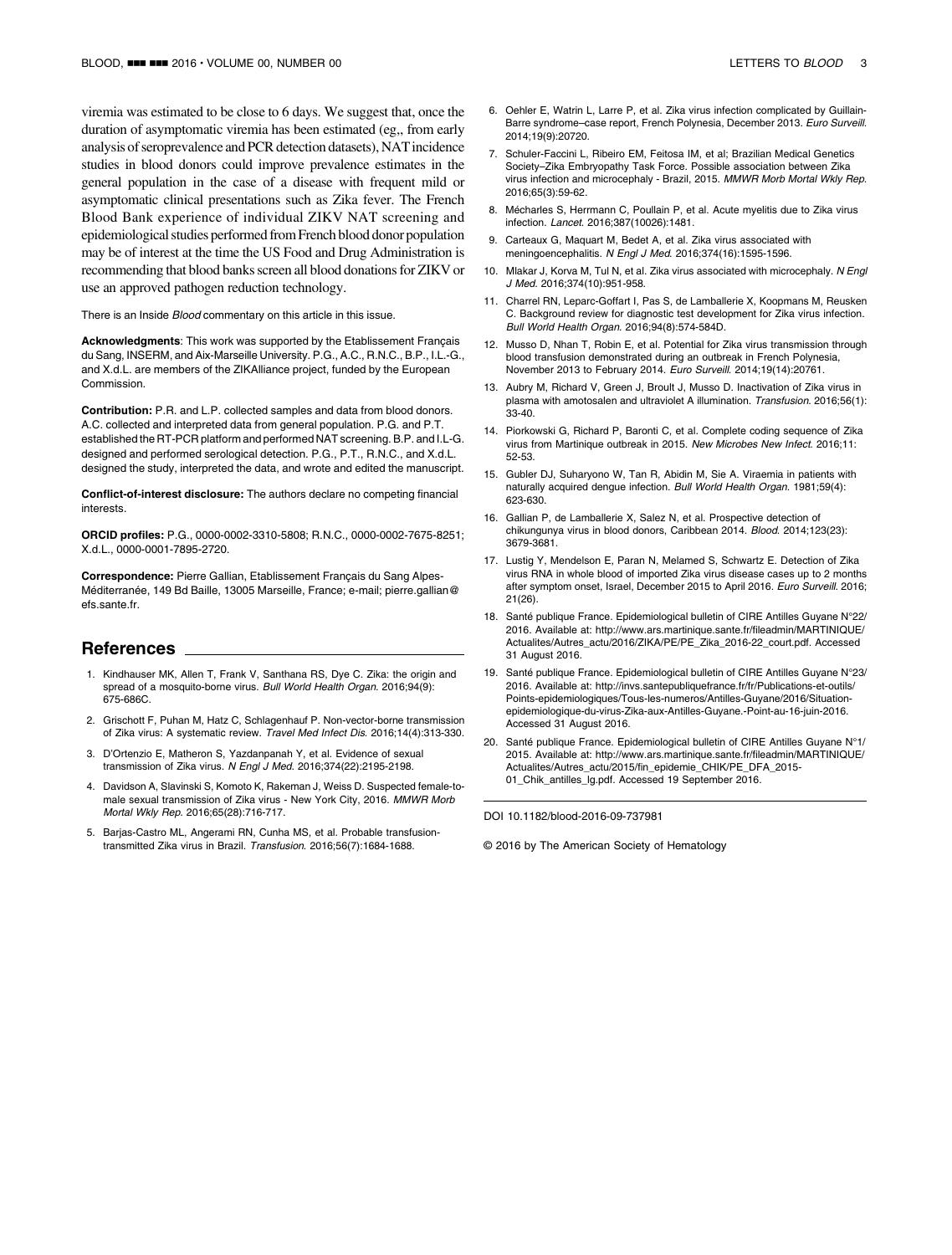viremia was estimated to be close to 6 days. We suggest that, once the duration of asymptomatic viremia has been estimated (eg,, from early analysis of seroprevalence and PCR detection datasets), NAT incidence studies in blood donors could improve prevalence estimates in the general population in the case of a disease with frequent mild or asymptomatic clinical presentations such as Zika fever. The French Blood Bank experience of individual ZIKV NAT screening and epidemiological studies performed from French blood donor population may be of interest at the time the US Food and Drug Administration is recommending that blood banks screen all blood donations for ZIKV or use an approved pathogen reduction technology.

There is an Inside *Blood* commentary on this article in this issue.

**Acknowledgments**: This work was supported by the Etablissement Français du Sang, INSERM, and Aix-Marseille University. P.G., A.C., R.N.C., B.P., I.L.-G., and X.d.L. are members of the ZIKAlliance project, funded by the European Commission.

**Contribution:** P.R. and L.P. collected samples and data from blood donors. A.C. collected and interpreted data from general population. P.G. and P.T. established the RT-PCR platform and performed NAT screening. B.P. and I.L-G. designed and performed serological detection. P.G., P.T., R.N.C., and X.d.L. designed the study, interpreted the data, and wrote and edited the manuscript.

**Conflict-of-interest disclosure:** The authors declare no competing financial interests.

**ORCID profiles:** P.G., 0000-0002-3310-5808; R.N.C., 0000-0002-7675-8251; X.d.L., 0000-0001-7895-2720.

**Correspondence:** Pierre Gallian, Etablissement Français du Sang Alpes-Méditerranée, 149 Bd Baille, 13005 Marseille, France; e-mail; pierre.gallian@efs.sante.fr.

## References

1. Kindhauser MK, Allen T, Frank V, Santhana RS, Dye C. Zika: the origin and spread of a mosquito-borne virus. *Bull World Health Organ.* 2016;94(9): 675-686C.
2. Grischott F, Puhan M, Hatz C, Schlagenhauf P. Non-vector-borne transmission of Zika virus: A systematic review. *Travel Med Infect Dis.* 2016;14(4):313-330.
3. D'Ortenzio E, Matheron S, Yazdanpanah Y, et al. Evidence of sexual transmission of Zika virus. *N Engl J Med.* 2016;374(22):2195-2198.
4. Davidson A, Slavinski S, Komoto K, Rakeman J, Weiss D. Suspected female-to-male sexual transmission of Zika virus - New York City, 2016. *MMWR Morb Mortal Wkly Rep.* 2016;65(28):716-717.
5. Barjas-Castro ML, Angerami RN, Cunha MS, et al. Probable transfusion-transmitted Zika virus in Brazil. *Transfusion.* 2016;56(7):1684-1688.
6. Oehler E, Watrin L, Larre P, et al. Zika virus infection complicated by Guillain-Barre syndrome–case report, French Polynesia, December 2013. *Euro Surveill.* 2014;19(9):20720.
7. Schuler-Faccini L, Ribeiro EM, Feitosa IM, et al; Brazilian Medical Genetics Society–Zika Embryopathy Task Force. Possible association between Zika virus infection and microcephaly - Brazil, 2015. *MMWR Morb Mortal Wkly Rep.* 2016;65(3):59-62.
8. Mécharles S, Herrmann C, Poullain P, et al. Acute myelitis due to Zika virus infection. *Lancet.* 2016;387(10026):1481.
9. Carteaux G, Maquart M, Bedet A, et al. Zika virus associated with meningoencephalitis. *N Engl J Med.* 2016;374(16):1595-1596.
10. Mlakar J, Korva M, Tul N, et al. Zika virus associated with microcephaly. *N Engl J Med.* 2016;374(10):951-958.
11. Charrel RN, Leparc-Goffart I, Pas S, de Lamballerie X, Koopmans M, Reusken C. Background review for diagnostic test development for Zika virus infection. *Bull World Health Organ.* 2016;94(8):574-584D.
12. Musso D, Nhan T, Robin E, et al. Potential for Zika virus transmission through blood transfusion demonstrated during an outbreak in French Polynesia, November 2013 to February 2014. *Euro Surveill.* 2014;19(14):20761.
13. Aubry M, Richard V, Green J, Broult J, Musso D. Inactivation of Zika virus in plasma with amotosalen and ultraviolet A illumination. *Transfusion.* 2016;56(1): 33-40.
14. Piorkowski G, Richard P, Baronti C, et al. Complete coding sequence of Zika virus from Martinique outbreak in 2015. *New Microbes New Infect.* 2016;11: 52-53.
15. Gubler DJ, Suharyono W, Tan R, Abidin M, Sie A. Viraemia in patients with naturally acquired dengue infection. *Bull World Health Organ.* 1981;59(4): 623-630.
16. Gallian P, de Lamballerie X, Salez N, et al. Prospective detection of chikungunya virus in blood donors, Caribbean 2014. *Blood.* 2014;123(23): 3679-3681.
17. Lustig Y, Mendelson E, Paran N, Melamed S, Schwartz E. Detection of Zika virus RNA in whole blood of imported Zika virus disease cases up to 2 months after symptom onset, Israel, December 2015 to April 2016. *Euro Surveill.* 2016; 21(26).
18. Santé publique France. Epidemiological bulletin of CIRE Antilles Guyane N°22/ 2016. Available at: http://www.ars.martinique.sante.fr/fileadmin/MARTINIQUE/Actualites/Autres_actu/2016/ZIKA/PE/PE_Zika_2016-22_court.pdf. Accessed 31 August 2016.
19. Santé publique France. Epidemiological bulletin of CIRE Antilles Guyane N°23/ 2016. Available at: http://invs.santepubliquefrance.fr/fr/Publications-et-outils/Points-epidemiologiques/Tous-les-numeros/Antilles-Guyane/2016/Situation-epidemiologique-du-virus-Zika-aux-Antilles-Guyane.-Point-au-16-juin-2016. Accessed 31 August 2016.
20. Santé publique France. Epidemiological bulletin of CIRE Antilles Guyane N°1/ 2015. Available at: http://www.ars.martinique.sante.fr/fileadmin/MARTINIQUE/Actualites/Autres_actu/2015/fin_epidemie_CHIK/PE_DFA_2015-01_Chik_antilles_lg.pdf. Accessed 19 September 2016.

DOI 10.1182/blood-2016-09-737981

© 2016 by The American Society of Hematology